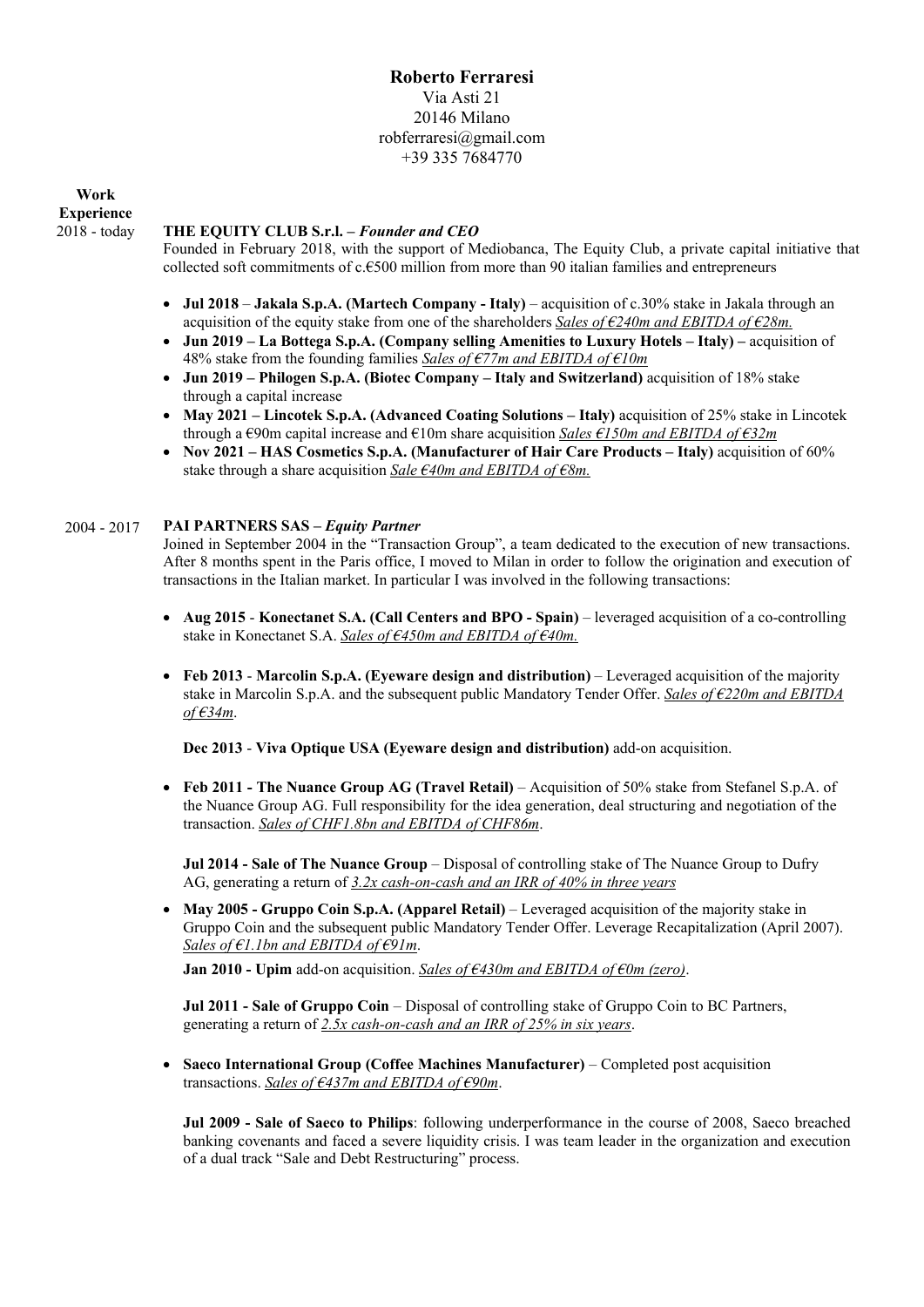**Roberto Ferraresi**
Via Asti 21
20146 Milano
robferraresi@gmail.com
+39 335 7684770

## Work Experience

**2018 - today** **THE EQUITY CLUB S.r.l. –** ***Founder and CEO***

Founded in February 2018, with the support of Mediobanca, The Equity Club, a private capital initiative that collected soft commitments of c.€500 million from more than 90 italian families and entrepreneurs

- **Jul 2018** – **Jakala S.p.A. (Martech Company - Italy)** – acquisition of c.30% stake in Jakala through an acquisition of the equity stake from one of the shareholders *Sales of €240m and EBITDA of €28m.*
- **Jun 2019 – La Bottega S.p.A. (Company selling Amenities to Luxury Hotels – Italy) –** acquisition of 48% stake from the founding families *Sales of €77m and EBITDA of €10m*
- **Jun 2019 – Philogen S.p.A. (Biotec Company – Italy and Switzerland)** acquisition of 18% stake through a capital increase
- **May 2021 – Lincotek S.p.A. (Advanced Coating Solutions – Italy)** acquisition of 25% stake in Lincotek through a €90m capital increase and €10m share acquisition *Sales €150m and EBITDA of €32m*
- **Nov 2021 – HAS Cosmetics S.p.A. (Manufacturer of Hair Care Products – Italy)** acquisition of 60% stake through a share acquisition *Sale €40m and EBITDA of €8m.*

**2004 - 2017** **PAI PARTNERS SAS –** ***Equity Partner***

Joined in September 2004 in the "Transaction Group", a team dedicated to the execution of new transactions. After 8 months spent in the Paris office, I moved to Milan in order to follow the origination and execution of transactions in the Italian market. In particular I was involved in the following transactions:

- **Aug 2015** - **Konectanet S.A. (Call Centers and BPO - Spain)** – leveraged acquisition of a co-controlling stake in Konectanet S.A. *Sales of €450m and EBITDA of €40m.*

- **Feb 2013** - **Marcolin S.p.A. (Eyeware design and distribution)** – Leveraged acquisition of the majority stake in Marcolin S.p.A. and the subsequent public Mandatory Tender Offer. *Sales of €220m and EBITDA of €34m*.

  **Dec 2013** - **Viva Optique USA (Eyeware design and distribution)** add-on acquisition.

- **Feb 2011 - The Nuance Group AG (Travel Retail)** – Acquisition of 50% stake from Stefanel S.p.A. of the Nuance Group AG. Full responsibility for the idea generation, deal structuring and negotiation of the transaction. *Sales of CHF1.8bn and EBITDA of CHF86m*.

  **Jul 2014 - Sale of The Nuance Group** – Disposal of controlling stake of The Nuance Group to Dufry AG, generating a return of *3.2x cash-on-cash and an IRR of 40% in three years*

- **May 2005 - Gruppo Coin S.p.A. (Apparel Retail)** – Leveraged acquisition of the majority stake in Gruppo Coin and the subsequent public Mandatory Tender Offer. Leverage Recapitalization (April 2007). *Sales of €1.1bn and EBITDA of €91m*.

  **Jan 2010 - Upim** add-on acquisition. *Sales of €430m and EBITDA of €0m (zero)*.

  **Jul 2011 - Sale of Gruppo Coin** – Disposal of controlling stake of Gruppo Coin to BC Partners, generating a return of *2.5x cash-on-cash and an IRR of 25% in six years*.

- **Saeco International Group (Coffee Machines Manufacturer)** – Completed post acquisition transactions. *Sales of €437m and EBITDA of €90m*.

  **Jul 2009 - Sale of Saeco to Philips**: following underperformance in the course of 2008, Saeco breached banking covenants and faced a severe liquidity crisis. I was team leader in the organization and execution of a dual track "Sale and Debt Restructuring" process.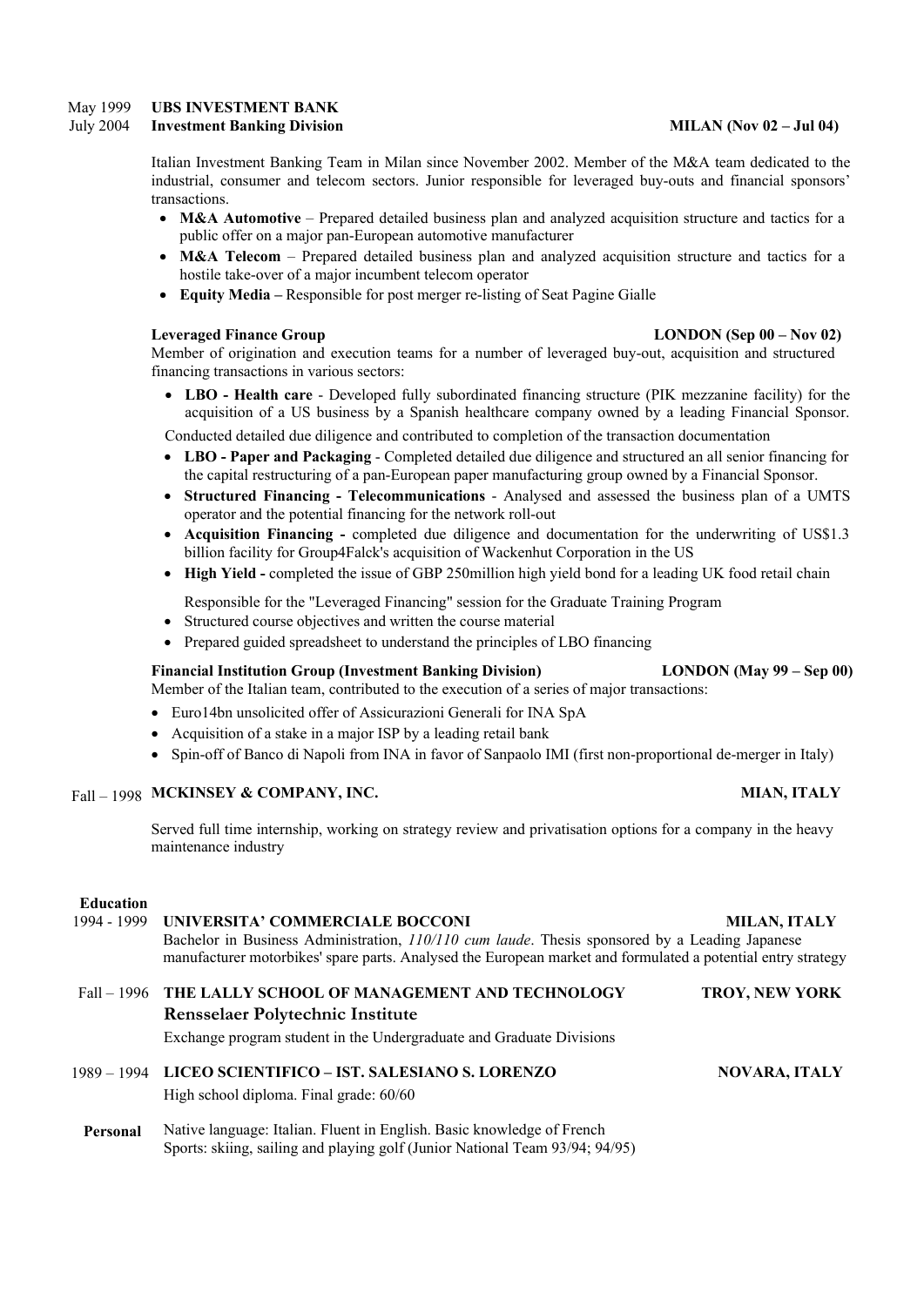May 1999 – July 2004 **UBS INVESTMENT BANK**

**Investment Banking Division** **MILAN (Nov 02 – Jul 04)**

Italian Investment Banking Team in Milan since November 2002. Member of the M&A team dedicated to the industrial, consumer and telecom sectors. Junior responsible for leveraged buy-outs and financial sponsors' transactions.

- **M&A Automotive** – Prepared detailed business plan and analyzed acquisition structure and tactics for a public offer on a major pan-European automotive manufacturer
- **M&A Telecom** – Prepared detailed business plan and analyzed acquisition structure and tactics for a hostile take-over of a major incumbent telecom operator
- **Equity Media –** Responsible for post merger re-listing of Seat Pagine Gialle

**Leveraged Finance Group** **LONDON (Sep 00 – Nov 02)**

Member of origination and execution teams for a number of leveraged buy-out, acquisition and structured financing transactions in various sectors:

- **LBO - Health care** - Developed fully subordinated financing structure (PIK mezzanine facility) for the acquisition of a US business by a Spanish healthcare company owned by a leading Financial Sponsor.

Conducted detailed due diligence and contributed to completion of the transaction documentation

- **LBO - Paper and Packaging** - Completed detailed due diligence and structured an all senior financing for the capital restructuring of a pan-European paper manufacturing group owned by a Financial Sponsor.
- **Structured Financing - Telecommunications** - Analysed and assessed the business plan of a UMTS operator and the potential financing for the network roll-out
- **Acquisition Financing -** completed due diligence and documentation for the underwriting of US$1.3 billion facility for Group4Falck's acquisition of Wackenhut Corporation in the US
- **High Yield -** completed the issue of GBP 250million high yield bond for a leading UK food retail chain

Responsible for the "Leveraged Financing" session for the Graduate Training Program

- Structured course objectives and written the course material
- Prepared guided spreadsheet to understand the principles of LBO financing

**Financial Institution Group (Investment Banking Division)** **LONDON (May 99 – Sep 00)**

Member of the Italian team, contributed to the execution of a series of major transactions:

- Euro14bn unsolicited offer of Assicurazioni Generali for INA SpA
- Acquisition of a stake in a major ISP by a leading retail bank
- Spin-off of Banco di Napoli from INA in favor of Sanpaolo IMI (first non-proportional de-merger in Italy)

Fall – 1998 **MCKINSEY & COMPANY, INC.** **MIAN, ITALY**

Served full time internship, working on strategy review and privatisation options for a company in the heavy maintenance industry

## Education

1994 - 1999 **UNIVERSITA' COMMERCIALE BOCCONI** **MILAN, ITALY**

Bachelor in Business Administration, *110/110 cum laude*. Thesis sponsored by a Leading Japanese manufacturer motorbikes' spare parts. Analysed the European market and formulated a potential entry strategy

Fall – 1996 **THE LALLY SCHOOL OF MANAGEMENT AND TECHNOLOGY** **TROY, NEW YORK**

**Rensselaer Polytechnic Institute**

Exchange program student in the Undergraduate and Graduate Divisions

1989 – 1994 **LICEO SCIENTIFICO – IST. SALESIANO S. LORENZO** **NOVARA, ITALY**

High school diploma. Final grade: 60/60

**Personal** Native language: Italian. Fluent in English. Basic knowledge of French

Sports: skiing, sailing and playing golf (Junior National Team 93/94; 94/95)